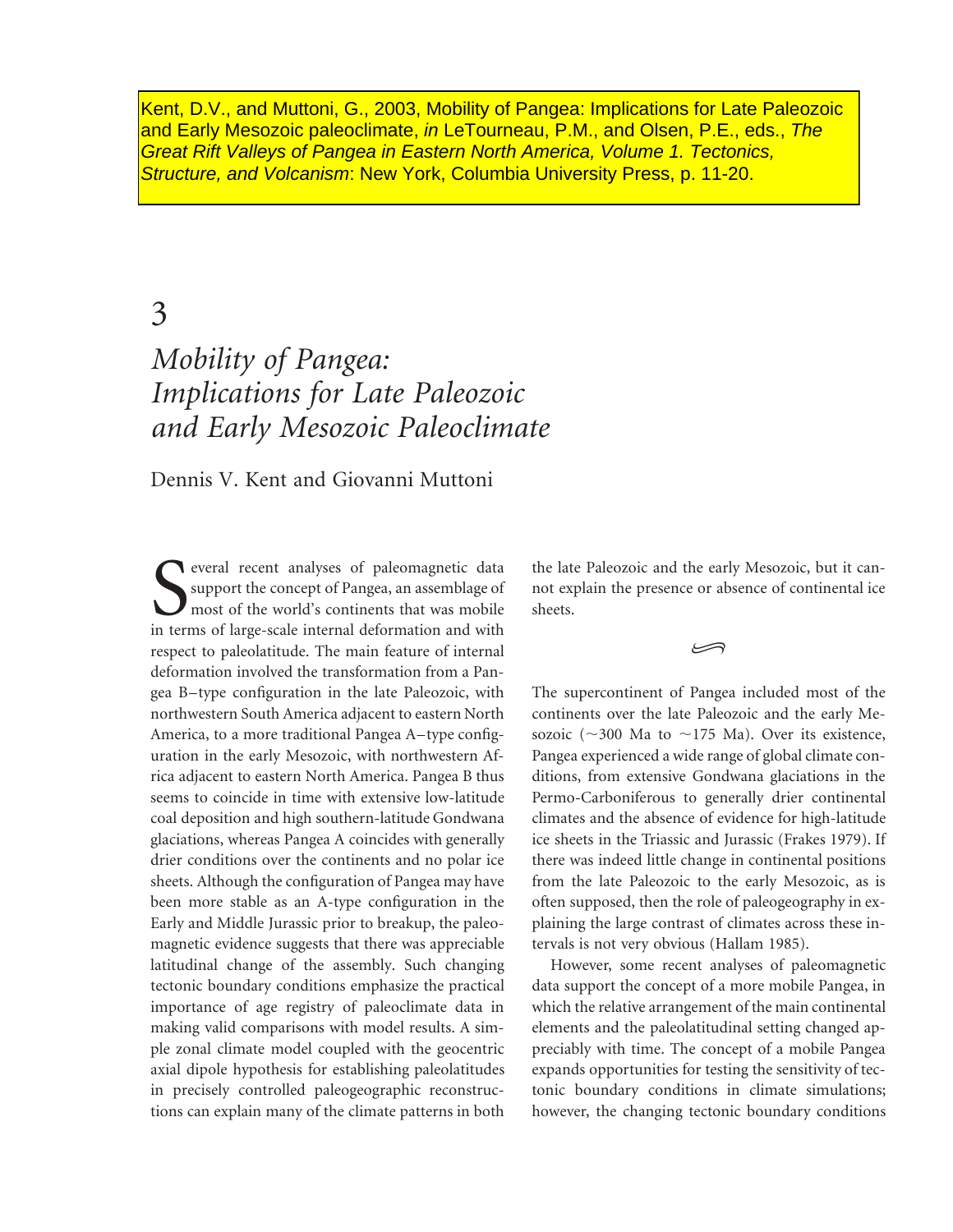Kent, D.V., and Muttoni, G., 2003, Mobility of Pangea: Implications for Late Paleozoic and Early Mesozoic paleoclimate, *in* LeTourneau, P.M., and Olsen, P.E., eds., *The Great Rift Valleys of Pangea in Eastern North America, Volume 1. Tectonics, Structure, and Volcanism*: New York, Columbia University Press, p. 11-20.

# 3

# *Mobility of Pangea: Implications for Late Paleozoic and Early Mesozoic Paleoclimate*

Dennis V. Kent and Giovanni Muttoni

Several recent analyses of paleomagnetic data support the concept of Pangea, an assemblage of most of the world's continents that was mobile in terms of large-scale internal deformation and with respect to paleolatitude. The main feature of internal deformation involved the transformation from a Pangea B–type configuration in the late Paleozoic, with northwestern South America adjacent to eastern North America, to a more traditional Pangea A–type configuration in the early Mesozoic, with northwestern Africa adjacent to eastern North America. Pangea B thus seems to coincide in time with extensive low-latitude coal deposition and high southern-latitude Gondwana glaciations, whereas Pangea A coincides with generally drier conditions over the continents and no polar ice sheets. Although the configuration of Pangea may have been more stable as an A-type configuration in the Early and Middle Jurassic prior to breakup, the paleomagnetic evidence suggests that there was appreciable latitudinal change of the assembly. Such changing tectonic boundary conditions emphasize the practical importance of age registry of paleoclimate data in making valid comparisons with model results. A simple zonal climate model coupled with the geocentric axial dipole hypothesis for establishing paleolatitudes in precisely controlled paleogeographic reconstructions can explain many of the climate patterns in both the late Paleozoic and the early Mesozoic, but it cannot explain the presence or absence of continental ice sheets.

The supercontinent of Pangea included most of the continents over the late Paleozoic and the early Mesozoic (~300 Ma to ~175 Ma). Over its existence, Pangea experienced a wide range of global climate conditions, from extensive Gondwana glaciations in the Permo-Carboniferous to generally drier continental climates and the absence of evidence for high-latitude ice sheets in the Triassic and Jurassic (Frakes 1979). If there was indeed little change in continental positions from the late Paleozoic to the early Mesozoic, as is often supposed, then the role of paleogeography in explaining the large contrast of climates across these intervals is not very obvious (Hallam 1985).

However, some recent analyses of paleomagnetic data support the concept of a more mobile Pangea, in which the relative arrangement of the main continental elements and the paleolatitudinal setting changed appreciably with time. The concept of a mobile Pangea expands opportunities for testing the sensitivity of tectonic boundary conditions in climate simulations; however, the changing tectonic boundary conditions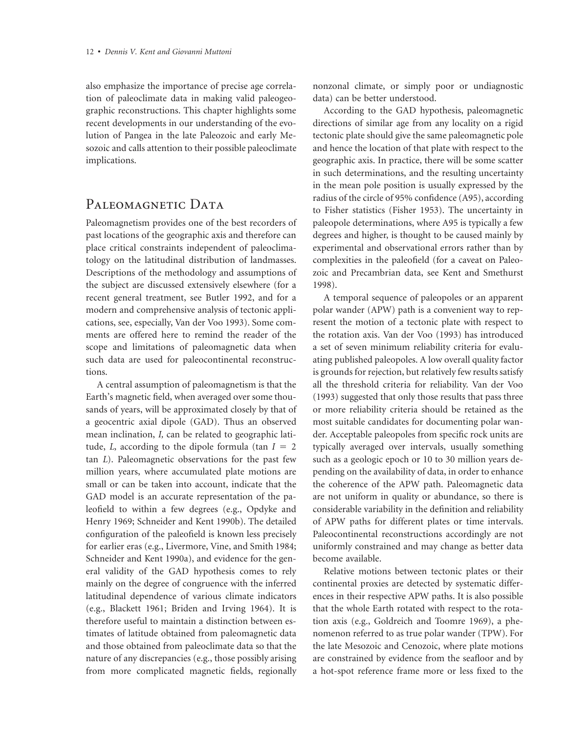also emphasize the importance of precise age correlation of paleoclimate data in making valid paleogeographic reconstructions. This chapter highlights some recent developments in our understanding of the evolution of Pangea in the late Paleozoic and early Mesozoic and calls attention to their possible paleoclimate implications.

## Paleomagnetic Data

Paleomagnetism provides one of the best recorders of past locations of the geographic axis and therefore can place critical constraints independent of paleoclimatology on the latitudinal distribution of landmasses. Descriptions of the methodology and assumptions of the subject are discussed extensively elsewhere (for a recent general treatment, see Butler 1992, and for a modern and comprehensive analysis of tectonic applications, see, especially, Van der Voo 1993). Some comments are offered here to remind the reader of the scope and limitations of paleomagnetic data when such data are used for paleocontinental reconstructions.

A central assumption of paleomagnetism is that the Earth's magnetic field, when averaged over some thousands of years, will be approximated closely by that of a geocentric axial dipole (GAD). Thus an observed mean inclination, $I$, can be related to geographic latitude, $L$, according to the dipole formula ($\tan I = 2 \tan L$). Paleomagnetic observations for the past few million years, where accumulated plate motions are small or can be taken into account, indicate that the GAD model is an accurate representation of the paleofield to within a few degrees (e.g., Opdyke and Henry 1969; Schneider and Kent 1990b). The detailed configuration of the paleofield is known less precisely for earlier eras (e.g., Livermore, Vine, and Smith 1984; Schneider and Kent 1990a), and evidence for the general validity of the GAD hypothesis comes to rely mainly on the degree of congruence with the inferred latitudinal dependence of various climate indicators (e.g., Blackett 1961; Briden and Irving 1964). It is therefore useful to maintain a distinction between estimates of latitude obtained from paleomagnetic data and those obtained from paleoclimate data so that the nature of any discrepancies (e.g., those possibly arising from more complicated magnetic fields, regionally nonzonal climate, or simply poor or undiagnostic data) can be better understood.

According to the GAD hypothesis, paleomagnetic directions of similar age from any locality on a rigid tectonic plate should give the same paleomagnetic pole and hence the location of that plate with respect to the geographic axis. In practice, there will be some scatter in such determinations, and the resulting uncertainty in the mean pole position is usually expressed by the radius of the circle of 95% confidence (A95), according to Fisher statistics (Fisher 1953). The uncertainty in paleopole determinations, where A95 is typically a few degrees and higher, is thought to be caused mainly by experimental and observational errors rather than by complexities in the paleofield (for a caveat on Paleozoic and Precambrian data, see Kent and Smethurst 1998).

A temporal sequence of paleopoles or an apparent polar wander (APW) path is a convenient way to represent the motion of a tectonic plate with respect to the rotation axis. Van der Voo (1993) has introduced a set of seven minimum reliability criteria for evaluating published paleopoles. A low overall quality factor is grounds for rejection, but relatively few results satisfy all the threshold criteria for reliability. Van der Voo (1993) suggested that only those results that pass three or more reliability criteria should be retained as the most suitable candidates for documenting polar wander. Acceptable paleopoles from specific rock units are typically averaged over intervals, usually something such as a geologic epoch or 10 to 30 million years depending on the availability of data, in order to enhance the coherence of the APW path. Paleomagnetic data are not uniform in quality or abundance, so there is considerable variability in the definition and reliability of APW paths for different plates or time intervals. Paleocontinental reconstructions accordingly are not uniformly constrained and may change as better data become available.

Relative motions between tectonic plates or their continental proxies are detected by systematic differences in their respective APW paths. It is also possible that the whole Earth rotated with respect to the rotation axis (e.g., Goldreich and Toomre 1969), a phenomenon referred to as true polar wander (TPW). For the late Mesozoic and Cenozoic, where plate motions are constrained by evidence from the seafloor and by a hot-spot reference frame more or less fixed to the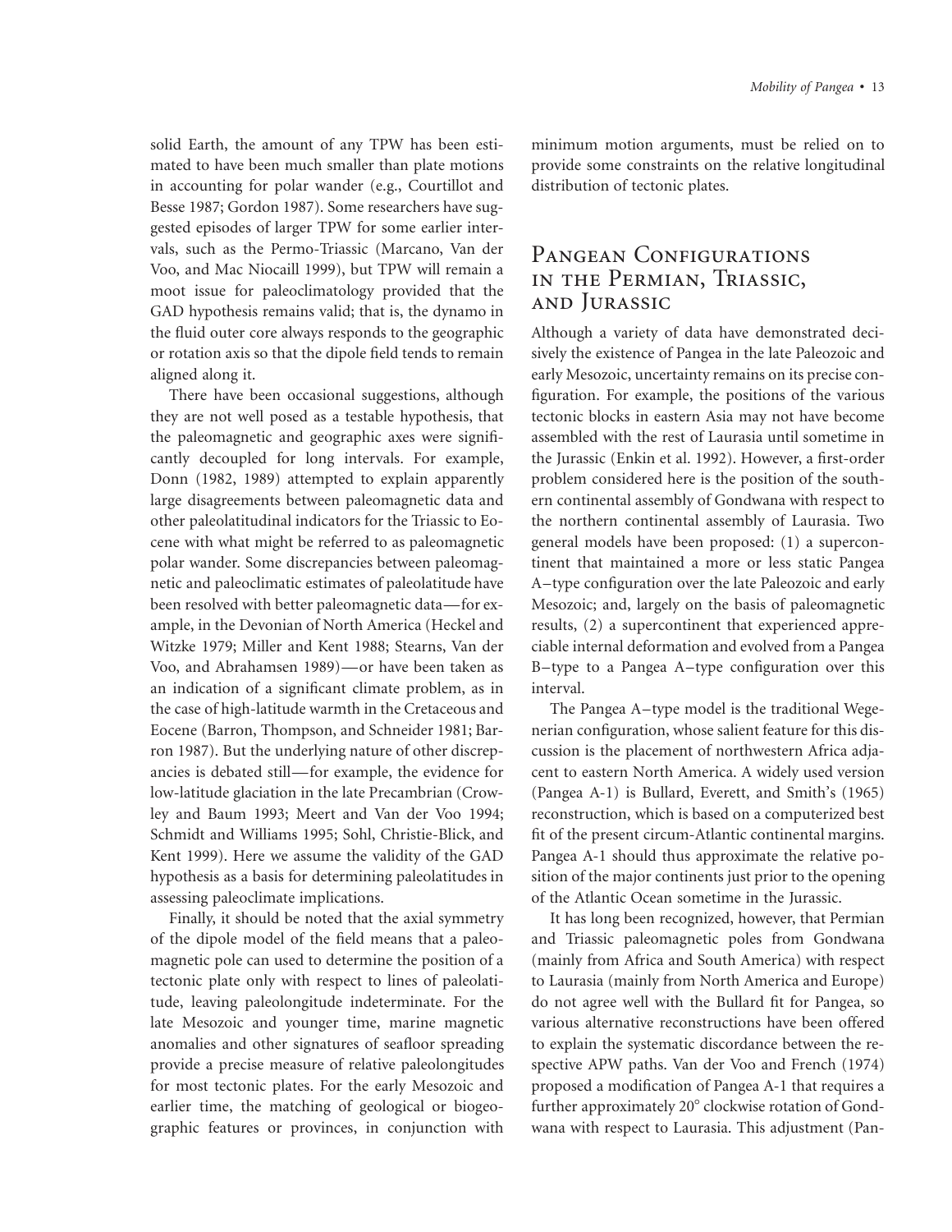solid Earth, the amount of any TPW has been estimated to have been much smaller than plate motions in accounting for polar wander (e.g., Courtillot and Besse 1987; Gordon 1987). Some researchers have suggested episodes of larger TPW for some earlier intervals, such as the Permo-Triassic (Marcano, Van der Voo, and Mac Niocaill 1999), but TPW will remain a moot issue for paleoclimatology provided that the GAD hypothesis remains valid; that is, the dynamo in the fluid outer core always responds to the geographic or rotation axis so that the dipole field tends to remain aligned along it.

There have been occasional suggestions, although they are not well posed as a testable hypothesis, that the paleomagnetic and geographic axes were significantly decoupled for long intervals. For example, Donn (1982, 1989) attempted to explain apparently large disagreements between paleomagnetic data and other paleolatitudinal indicators for the Triassic to Eocene with what might be referred to as paleomagnetic polar wander. Some discrepancies between paleomagnetic and paleoclimatic estimates of paleolatitude have been resolved with better paleomagnetic data—for example, in the Devonian of North America (Heckel and Witzke 1979; Miller and Kent 1988; Stearns, Van der Voo, and Abrahamsen 1989)—or have been taken as an indication of a significant climate problem, as in the case of high-latitude warmth in the Cretaceous and Eocene (Barron, Thompson, and Schneider 1981; Barron 1987). But the underlying nature of other discrepancies is debated still—for example, the evidence for low-latitude glaciation in the late Precambrian (Crowley and Baum 1993; Meert and Van der Voo 1994; Schmidt and Williams 1995; Sohl, Christie-Blick, and Kent 1999). Here we assume the validity of the GAD hypothesis as a basis for determining paleolatitudes in assessing paleoclimate implications.

Finally, it should be noted that the axial symmetry of the dipole model of the field means that a paleomagnetic pole can used to determine the position of a tectonic plate only with respect to lines of paleolatitude, leaving paleolongitude indeterminate. For the late Mesozoic and younger time, marine magnetic anomalies and other signatures of seafloor spreading provide a precise measure of relative paleolongitudes for most tectonic plates. For the early Mesozoic and earlier time, the matching of geological or biogeographic features or provinces, in conjunction with minimum motion arguments, must be relied on to provide some constraints on the relative longitudinal distribution of tectonic plates.

## Pangean Configurations in the Permian, Triassic, and Jurassic

Although a variety of data have demonstrated decisively the existence of Pangea in the late Paleozoic and early Mesozoic, uncertainty remains on its precise configuration. For example, the positions of the various tectonic blocks in eastern Asia may not have become assembled with the rest of Laurasia until sometime in the Jurassic (Enkin et al. 1992). However, a first-order problem considered here is the position of the southern continental assembly of Gondwana with respect to the northern continental assembly of Laurasia. Two general models have been proposed: (1) a supercontinent that maintained a more or less static Pangea A–type configuration over the late Paleozoic and early Mesozoic; and, largely on the basis of paleomagnetic results, (2) a supercontinent that experienced appreciable internal deformation and evolved from a Pangea B–type to a Pangea A–type configuration over this interval.

The Pangea A–type model is the traditional Wegenerian configuration, whose salient feature for this discussion is the placement of northwestern Africa adjacent to eastern North America. A widely used version (Pangea A-1) is Bullard, Everett, and Smith's (1965) reconstruction, which is based on a computerized best fit of the present circum-Atlantic continental margins. Pangea A-1 should thus approximate the relative position of the major continents just prior to the opening of the Atlantic Ocean sometime in the Jurassic.

It has long been recognized, however, that Permian and Triassic paleomagnetic poles from Gondwana (mainly from Africa and South America) with respect to Laurasia (mainly from North America and Europe) do not agree well with the Bullard fit for Pangea, so various alternative reconstructions have been offered to explain the systematic discordance between the respective APW paths. Van der Voo and French (1974) proposed a modification of Pangea A-1 that requires a further approximately 20° clockwise rotation of Gondwana with respect to Laurasia. This adjustment (Pan-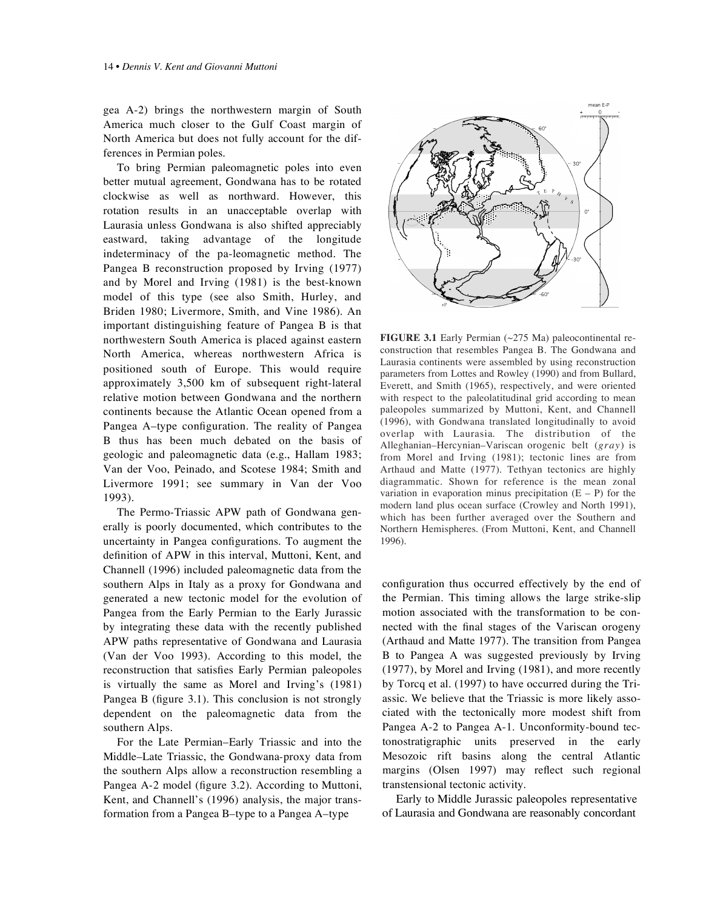gea A-2) brings the northwestern margin of South America much closer to the Gulf Coast margin of North America but does not fully account for the differences in Permian poles.

To bring Permian paleomagnetic poles into even better mutual agreement, Gondwana has to be rotated clockwise as well as northward. However, this rotation results in an unacceptable overlap with Laurasia unless Gondwana is also shifted appreciably eastward, taking advantage of the longitude indeterminacy of the pa-leomagnetic method. The Pangea B reconstruction proposed by Irving (1977) and by Morel and Irving (1981) is the best-known model of this type (see also Smith, Hurley, and Briden 1980; Livermore, Smith, and Vine 1986). An important distinguishing feature of Pangea B is that northwestern South America is placed against eastern North America, whereas northwestern Africa is positioned south of Europe. This would require approximately 3,500 km of subsequent right-lateral relative motion between Gondwana and the northern continents because the Atlantic Ocean opened from a Pangea A–type configuration. The reality of Pangea B thus has been much debated on the basis of geologic and paleomagnetic data (e.g., Hallam 1983; Van der Voo, Peinado, and Scotese 1984; Smith and Livermore 1991; see summary in Van der Voo 1993).

The Permo-Triassic APW path of Gondwana generally is poorly documented, which contributes to the uncertainty in Pangea configurations. To augment the definition of APW in this interval, Muttoni, Kent, and Channell (1996) included paleomagnetic data from the southern Alps in Italy as a proxy for Gondwana and generated a new tectonic model for the evolution of Pangea from the Early Permian to the Early Jurassic by integrating these data with the recently published APW paths representative of Gondwana and Laurasia (Van der Voo 1993). According to this model, the reconstruction that satisfies Early Permian paleopoles is virtually the same as Morel and Irving's (1981) Pangea B (figure 3.1). This conclusion is not strongly dependent on the paleomagnetic data from the southern Alps.

For the Late Permian–Early Triassic and into the Middle–Late Triassic, the Gondwana-proxy data from the southern Alps allow a reconstruction resembling a Pangea A-2 model (figure 3.2). According to Muttoni, Kent, and Channell's (1996) analysis, the major transformation from a Pangea B–type to a Pangea A–type configuration thus occurred effectively by the end of the Permian. This timing allows the large strike-slip motion associated with the transformation to be connected with the final stages of the Variscan orogeny (Arthaud and Matte 1977). The transition from Pangea B to Pangea A was suggested previously by Irving (1977), by Morel and Irving (1981), and more recently by Torcq et al. (1997) to have occurred during the Triassic. We believe that the Triassic is more likely associated with the tectonically more modest shift from Pangea A-2 to Pangea A-1. Unconformity-bound tectonostratigraphic units preserved in the early Mesozoic rift basins along the central Atlantic margins (Olsen 1997) may reflect such regional transtensional tectonic activity.

Early to Middle Jurassic paleopoles representative of Laurasia and Gondwana are reasonably concordant

**FIGURE 3.1** Early Permian (~275 Ma) paleocontinental reconstruction that resembles Pangea B. The Gondwana and Laurasia continents were assembled by using reconstruction parameters from Lottes and Rowley (1990) and from Bullard, Everett, and Smith (1965), respectively, and were oriented with respect to the paleolatitudinal grid according to mean paleopoles summarized by Muttoni, Kent, and Channell (1996), with Gondwana translated longitudinally to avoid overlap with Laurasia. The distribution of the Alleghanian–Hercynian–Variscan orogenic belt (*gray*) is from Morel and Irving (1981); tectonic lines are from Arthaud and Matte (1977). Tethyan tectonics are highly diagrammatic. Shown for reference is the mean zonal variation in evaporation minus precipitation (E – P) for the modern land plus ocean surface (Crowley and North 1991), which has been further averaged over the Southern and Northern Hemispheres. (From Muttoni, Kent, and Channell 1996).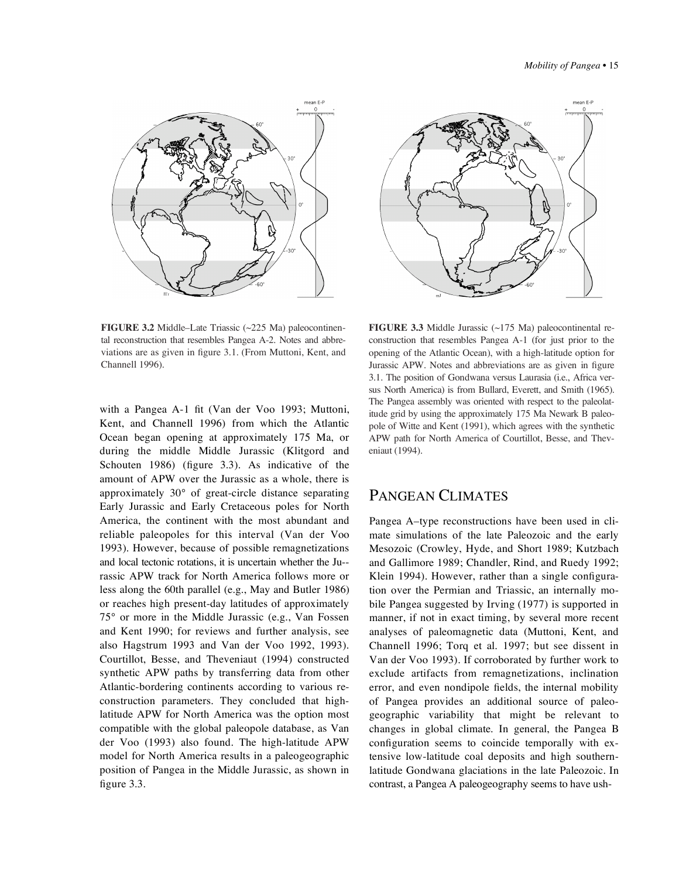**FIGURE 3.2** Middle–Late Triassic (~225 Ma) paleocontinental reconstruction that resembles Pangea A-2. Notes and abbreviations are as given in figure 3.1. (From Muttoni, Kent, and Channell 1996).

**FIGURE 3.3** Middle Jurassic (~175 Ma) paleocontinental reconstruction that resembles Pangea A-1 (for just prior to the opening of the Atlantic Ocean), with a high-latitude option for Jurassic APW. Notes and abbreviations are as given in figure 3.1. The position of Gondwana versus Laurasia (i.e., Africa versus North America) is from Bullard, Everett, and Smith (1965). The Pangea assembly was oriented with respect to the paleolatitude grid by using the approximately 175 Ma Newark B paleopole of Witte and Kent (1991), which agrees with the synthetic APW path for North America of Courtillot, Besse, and Theveniaut (1994).

with a Pangea A-1 fit (Van der Voo 1993; Muttoni, Kent, and Channell 1996) from which the Atlantic Ocean began opening at approximately 175 Ma, or during the middle Middle Jurassic (Klitgord and Schouten 1986) (figure 3.3). As indicative of the amount of APW over the Jurassic as a whole, there is approximately 30° of great-circle distance separating Early Jurassic and Early Cretaceous poles for North America, the continent with the most abundant and reliable paleopoles for this interval (Van der Voo 1993). However, because of possible remagnetizations and local tectonic rotations, it is uncertain whether the Jurassic APW track for North America follows more or less along the 60th parallel (e.g., May and Butler 1986) or reaches high present-day latitudes of approximately 75° or more in the Middle Jurassic (e.g., Van Fossen and Kent 1990; for reviews and further analysis, see also Hagstrum 1993 and Van der Voo 1992, 1993). Courtillot, Besse, and Theveniaut (1994) constructed synthetic APW paths by transferring data from other Atlantic-bordering continents according to various reconstruction parameters. They concluded that high-latitude APW for North America was the option most compatible with the global paleopole database, as Van der Voo (1993) also found. The high-latitude APW model for North America results in a paleogeographic position of Pangea in the Middle Jurassic, as shown in figure 3.3.

## Pangean Climates

Pangea A–type reconstructions have been used in climate simulations of the late Paleozoic and the early Mesozoic (Crowley, Hyde, and Short 1989; Kutzbach and Gallimore 1989; Chandler, Rind, and Ruedy 1992; Klein 1994). However, rather than a single configuration over the Permian and Triassic, an internally mobile Pangea suggested by Irving (1977) is supported in manner, if not in exact timing, by several more recent analyses of paleomagnetic data (Muttoni, Kent, and Channell 1996; Torq et al. 1997; but see dissent in Van der Voo 1993). If corroborated by further work to exclude artifacts from remagnetizations, inclination error, and even nondipole fields, the internal mobility of Pangea provides an additional source of paleogeographic variability that might be relevant to changes in global climate. In general, the Pangea B configuration seems to coincide temporally with extensive low-latitude coal deposits and high southern-latitude Gondwana glaciations in the late Paleozoic. In contrast, a Pangea A paleogeography seems to have ush-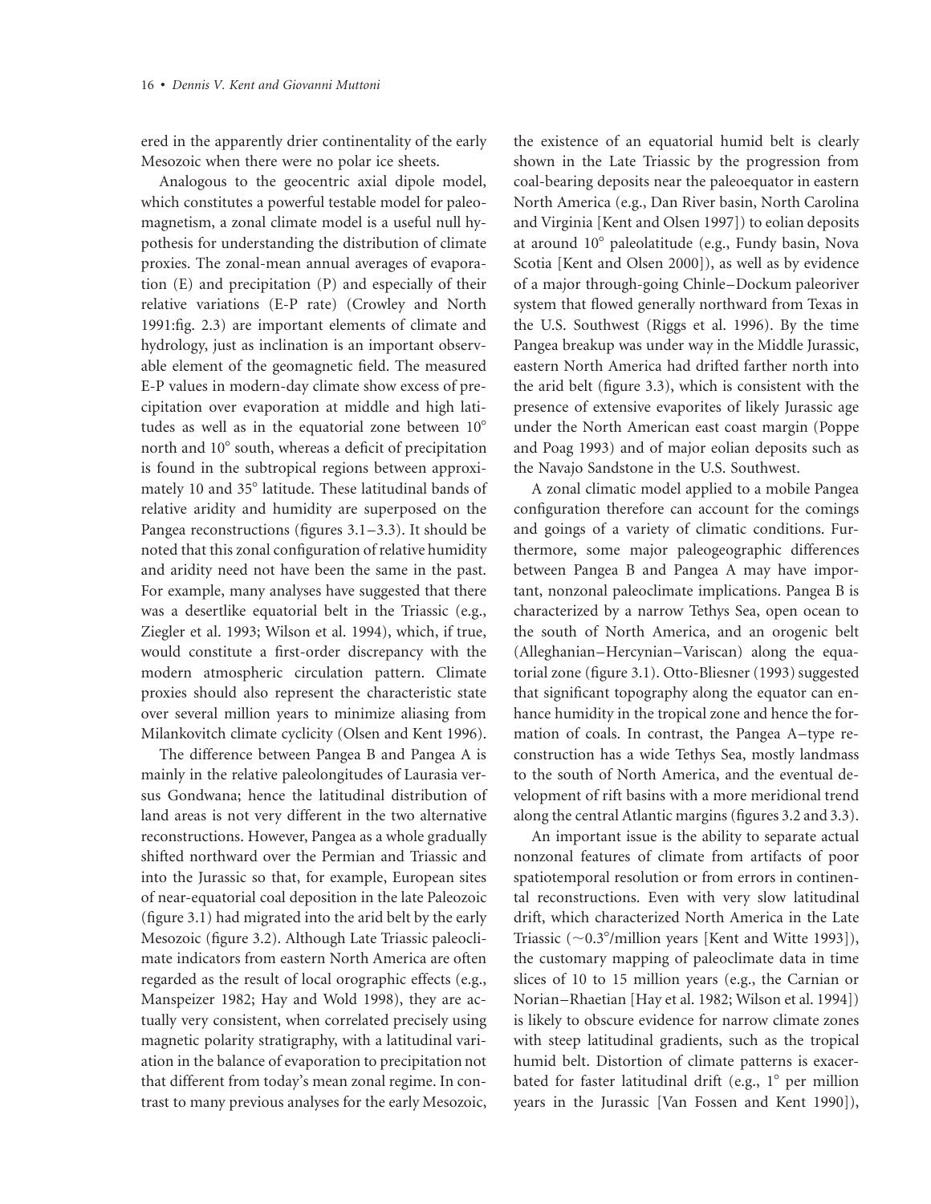ered in the apparently drier continentality of the early Mesozoic when there were no polar ice sheets.

Analogous to the geocentric axial dipole model, which constitutes a powerful testable model for paleomagnetism, a zonal climate model is a useful null hypothesis for understanding the distribution of climate proxies. The zonal-mean annual averages of evaporation (E) and precipitation (P) and especially of their relative variations (E-P rate) (Crowley and North 1991:fig. 2.3) are important elements of climate and hydrology, just as inclination is an important observable element of the geomagnetic field. The measured E-P values in modern-day climate show excess of precipitation over evaporation at middle and high latitudes as well as in the equatorial zone between 10° north and 10° south, whereas a deficit of precipitation is found in the subtropical regions between approximately 10 and 35° latitude. These latitudinal bands of relative aridity and humidity are superposed on the Pangea reconstructions (figures 3.1–3.3). It should be noted that this zonal configuration of relative humidity and aridity need not have been the same in the past. For example, many analyses have suggested that there was a desertlike equatorial belt in the Triassic (e.g., Ziegler et al. 1993; Wilson et al. 1994), which, if true, would constitute a first-order discrepancy with the modern atmospheric circulation pattern. Climate proxies should also represent the characteristic state over several million years to minimize aliasing from Milankovitch climate cyclicity (Olsen and Kent 1996).

The difference between Pangea B and Pangea A is mainly in the relative paleolongitudes of Laurasia versus Gondwana; hence the latitudinal distribution of land areas is not very different in the two alternative reconstructions. However, Pangea as a whole gradually shifted northward over the Permian and Triassic and into the Jurassic so that, for example, European sites of near-equatorial coal deposition in the late Paleozoic (figure 3.1) had migrated into the arid belt by the early Mesozoic (figure 3.2). Although Late Triassic paleoclimate indicators from eastern North America are often regarded as the result of local orographic effects (e.g., Manspeizer 1982; Hay and Wold 1998), they are actually very consistent, when correlated precisely using magnetic polarity stratigraphy, with a latitudinal variation in the balance of evaporation to precipitation not that different from today's mean zonal regime. In contrast to many previous analyses for the early Mesozoic, the existence of an equatorial humid belt is clearly shown in the Late Triassic by the progression from coal-bearing deposits near the paleoequator in eastern North America (e.g., Dan River basin, North Carolina and Virginia [Kent and Olsen 1997]) to eolian deposits at around 10° paleolatitude (e.g., Fundy basin, Nova Scotia [Kent and Olsen 2000]), as well as by evidence of a major through-going Chinle–Dockum paleoriver system that flowed generally northward from Texas in the U.S. Southwest (Riggs et al. 1996). By the time Pangea breakup was under way in the Middle Jurassic, eastern North America had drifted farther north into the arid belt (figure 3.3), which is consistent with the presence of extensive evaporites of likely Jurassic age under the North American east coast margin (Poppe and Poag 1993) and of major eolian deposits such as the Navajo Sandstone in the U.S. Southwest.

A zonal climatic model applied to a mobile Pangea configuration therefore can account for the comings and goings of a variety of climatic conditions. Furthermore, some major paleogeographic differences between Pangea B and Pangea A may have important, nonzonal paleoclimate implications. Pangea B is characterized by a narrow Tethys Sea, open ocean to the south of North America, and an orogenic belt (Alleghanian–Hercynian–Variscan) along the equatorial zone (figure 3.1). Otto-Bliesner (1993) suggested that significant topography along the equator can enhance humidity in the tropical zone and hence the formation of coals. In contrast, the Pangea A–type reconstruction has a wide Tethys Sea, mostly landmass to the south of North America, and the eventual development of rift basins with a more meridional trend along the central Atlantic margins (figures 3.2 and 3.3).

An important issue is the ability to separate actual nonzonal features of climate from artifacts of poor spatiotemporal resolution or from errors in continental reconstructions. Even with very slow latitudinal drift, which characterized North America in the Late Triassic (~0.3°/million years [Kent and Witte 1993]), the customary mapping of paleoclimate data in time slices of 10 to 15 million years (e.g., the Carnian or Norian–Rhaetian [Hay et al. 1982; Wilson et al. 1994]) is likely to obscure evidence for narrow climate zones with steep latitudinal gradients, such as the tropical humid belt. Distortion of climate patterns is exacerbated for faster latitudinal drift (e.g., 1° per million years in the Jurassic [Van Fossen and Kent 1990]),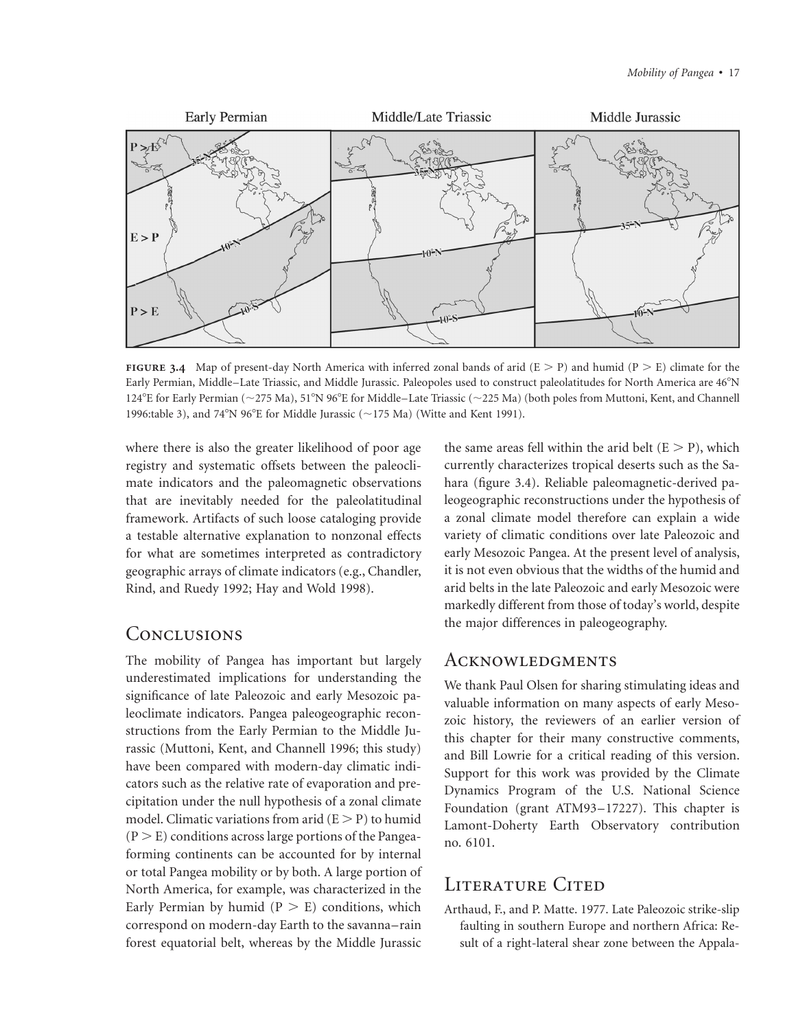**FIGURE 3.4** Map of present-day North America with inferred zonal bands of arid (E > P) and humid (P > E) climate for the Early Permian, Middle–Late Triassic, and Middle Jurassic. Paleopoles used to construct paleolatitudes for North America are 46°N 124°E for Early Permian (~275 Ma), 51°N 96°E for Middle–Late Triassic (~225 Ma) (both poles from Muttoni, Kent, and Channell 1996:table 3), and 74°N 96°E for Middle Jurassic (~175 Ma) (Witte and Kent 1991).

where there is also the greater likelihood of poor age registry and systematic offsets between the paleoclimate indicators and the paleomagnetic observations that are inevitably needed for the paleolatitudinal framework. Artifacts of such loose cataloging provide a testable alternative explanation to nonzonal effects for what are sometimes interpreted as contradictory geographic arrays of climate indicators (e.g., Chandler, Rind, and Ruedy 1992; Hay and Wold 1998).

## Conclusions

The mobility of Pangea has important but largely underestimated implications for understanding the significance of late Paleozoic and early Mesozoic paleoclimate indicators. Pangea paleogeographic reconstructions from the Early Permian to the Middle Jurassic (Muttoni, Kent, and Channell 1996; this study) have been compared with modern-day climatic indicators such as the relative rate of evaporation and precipitation under the null hypothesis of a zonal climate model. Climatic variations from arid (E > P) to humid (P > E) conditions across large portions of the Pangea-forming continents can be accounted for by internal or total Pangea mobility or by both. A large portion of North America, for example, was characterized in the Early Permian by humid (P > E) conditions, which correspond on modern-day Earth to the savanna–rain forest equatorial belt, whereas by the Middle Jurassic the same areas fell within the arid belt (E > P), which currently characterizes tropical deserts such as the Sahara (figure 3.4). Reliable paleomagnetic-derived paleogeographic reconstructions under the hypothesis of a zonal climate model therefore can explain a wide variety of climatic conditions over late Paleozoic and early Mesozoic Pangea. At the present level of analysis, it is not even obvious that the widths of the humid and arid belts in the late Paleozoic and early Mesozoic were markedly different from those of today's world, despite the major differences in paleogeography.

## Acknowledgments

We thank Paul Olsen for sharing stimulating ideas and valuable information on many aspects of early Mesozoic history, the reviewers of an earlier version of this chapter for their many constructive comments, and Bill Lowrie for a critical reading of this version. Support for this work was provided by the Climate Dynamics Program of the U.S. National Science Foundation (grant ATM93–17227). This chapter is Lamont-Doherty Earth Observatory contribution no. 6101.

## Literature Cited

Arthaud, F., and P. Matte. 1977. Late Paleozoic strike-slip faulting in southern Europe and northern Africa: Result of a right-lateral shear zone between the Appala-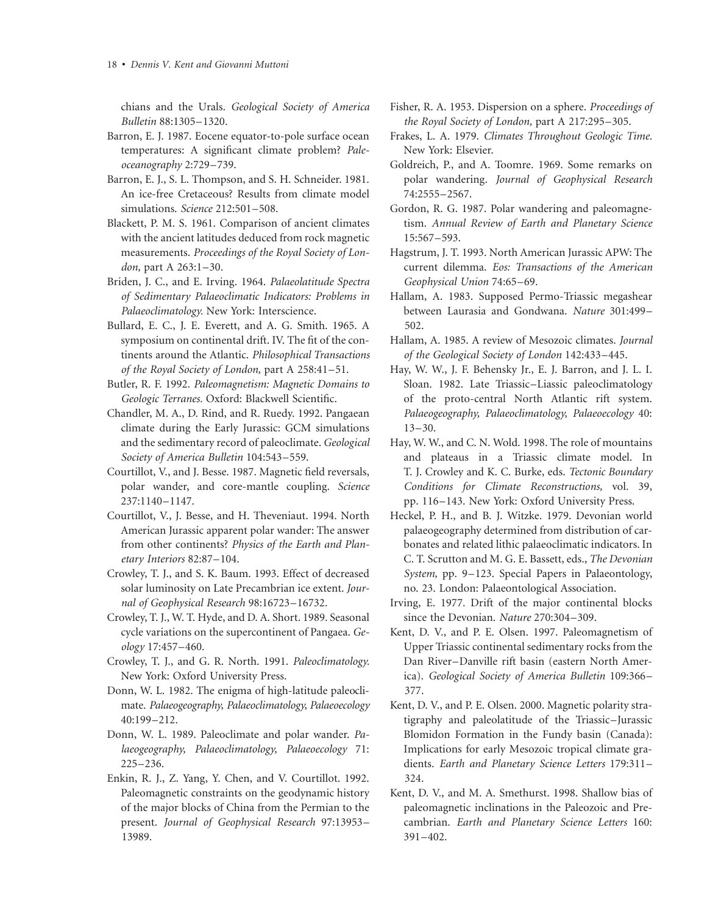chians and the Urals. *Geological Society of America Bulletin* 88:1305–1320.

Barron, E. J. 1987. Eocene equator-to-pole surface ocean temperatures: A significant climate problem? *Paleoceanography* 2:729–739.

Barron, E. J., S. L. Thompson, and S. H. Schneider. 1981. An ice-free Cretaceous? Results from climate model simulations. *Science* 212:501–508.

Blackett, P. M. S. 1961. Comparison of ancient climates with the ancient latitudes deduced from rock magnetic measurements. *Proceedings of the Royal Society of London,* part A 263:1–30.

Briden, J. C., and E. Irving. 1964. *Palaeolatitude Spectra of Sedimentary Palaeoclimatic Indicators: Problems in Palaeoclimatology.* New York: Interscience.

Bullard, E. C., J. E. Everett, and A. G. Smith. 1965. A symposium on continental drift. IV. The fit of the continents around the Atlantic. *Philosophical Transactions of the Royal Society of London,* part A 258:41–51.

Butler, R. F. 1992. *Paleomagnetism: Magnetic Domains to Geologic Terranes.* Oxford: Blackwell Scientific.

Chandler, M. A., D. Rind, and R. Ruedy. 1992. Pangaean climate during the Early Jurassic: GCM simulations and the sedimentary record of paleoclimate. *Geological Society of America Bulletin* 104:543–559.

Courtillot, V., and J. Besse. 1987. Magnetic field reversals, polar wander, and core-mantle coupling. *Science* 237:1140–1147.

Courtillot, V., J. Besse, and H. Theveniaut. 1994. North American Jurassic apparent polar wander: The answer from other continents? *Physics of the Earth and Planetary Interiors* 82:87–104.

Crowley, T. J., and S. K. Baum. 1993. Effect of decreased solar luminosity on Late Precambrian ice extent. *Journal of Geophysical Research* 98:16723–16732.

Crowley, T. J., W. T. Hyde, and D. A. Short. 1989. Seasonal cycle variations on the supercontinent of Pangaea. *Geology* 17:457–460.

Crowley, T. J., and G. R. North. 1991. *Paleoclimatology.* New York: Oxford University Press.

Donn, W. L. 1982. The enigma of high-latitude paleoclimate. *Palaeogeography, Palaeoclimatology, Palaeoecology* 40:199–212.

Donn, W. L. 1989. Paleoclimate and polar wander. *Palaeogeography, Palaeoclimatology, Palaeoecology* 71: 225–236.

Enkin, R. J., Z. Yang, Y. Chen, and V. Courtillot. 1992. Paleomagnetic constraints on the geodynamic history of the major blocks of China from the Permian to the present. *Journal of Geophysical Research* 97:13953–13989.

Fisher, R. A. 1953. Dispersion on a sphere. *Proceedings of the Royal Society of London,* part A 217:295–305.

Frakes, L. A. 1979. *Climates Throughout Geologic Time.* New York: Elsevier.

Goldreich, P., and A. Toomre. 1969. Some remarks on polar wandering. *Journal of Geophysical Research* 74:2555–2567.

Gordon, R. G. 1987. Polar wandering and paleomagnetism. *Annual Review of Earth and Planetary Science* 15:567–593.

Hagstrum, J. T. 1993. North American Jurassic APW: The current dilemma. *Eos: Transactions of the American Geophysical Union* 74:65–69.

Hallam, A. 1983. Supposed Permo-Triassic megashear between Laurasia and Gondwana. *Nature* 301:499–502.

Hallam, A. 1985. A review of Mesozoic climates. *Journal of the Geological Society of London* 142:433–445.

Hay, W. W., J. F. Behensky Jr., E. J. Barron, and J. L. I. Sloan. 1982. Late Triassic–Liassic paleoclimatology of the proto-central North Atlantic rift system. *Palaeogeography, Palaeoclimatology, Palaeoecology* 40: 13–30.

Hay, W. W., and C. N. Wold. 1998. The role of mountains and plateaus in a Triassic climate model. In T. J. Crowley and K. C. Burke, eds. *Tectonic Boundary Conditions for Climate Reconstructions,* vol. 39, pp. 116–143. New York: Oxford University Press.

Heckel, P. H., and B. J. Witzke. 1979. Devonian world palaeogeography determined from distribution of carbonates and related lithic palaeoclimatic indicators. In C. T. Scrutton and M. G. E. Bassett, eds., *The Devonian System,* pp. 9–123. Special Papers in Palaeontology, no. 23. London: Palaeontological Association.

Irving, E. 1977. Drift of the major continental blocks since the Devonian. *Nature* 270:304–309.

Kent, D. V., and P. E. Olsen. 1997. Paleomagnetism of Upper Triassic continental sedimentary rocks from the Dan River–Danville rift basin (eastern North America). *Geological Society of America Bulletin* 109:366–377.

Kent, D. V., and P. E. Olsen. 2000. Magnetic polarity stratigraphy and paleolatitude of the Triassic–Jurassic Blomidon Formation in the Fundy basin (Canada): Implications for early Mesozoic tropical climate gradients. *Earth and Planetary Science Letters* 179:311–324.

Kent, D. V., and M. A. Smethurst. 1998. Shallow bias of paleomagnetic inclinations in the Paleozoic and Precambrian. *Earth and Planetary Science Letters* 160: 391–402.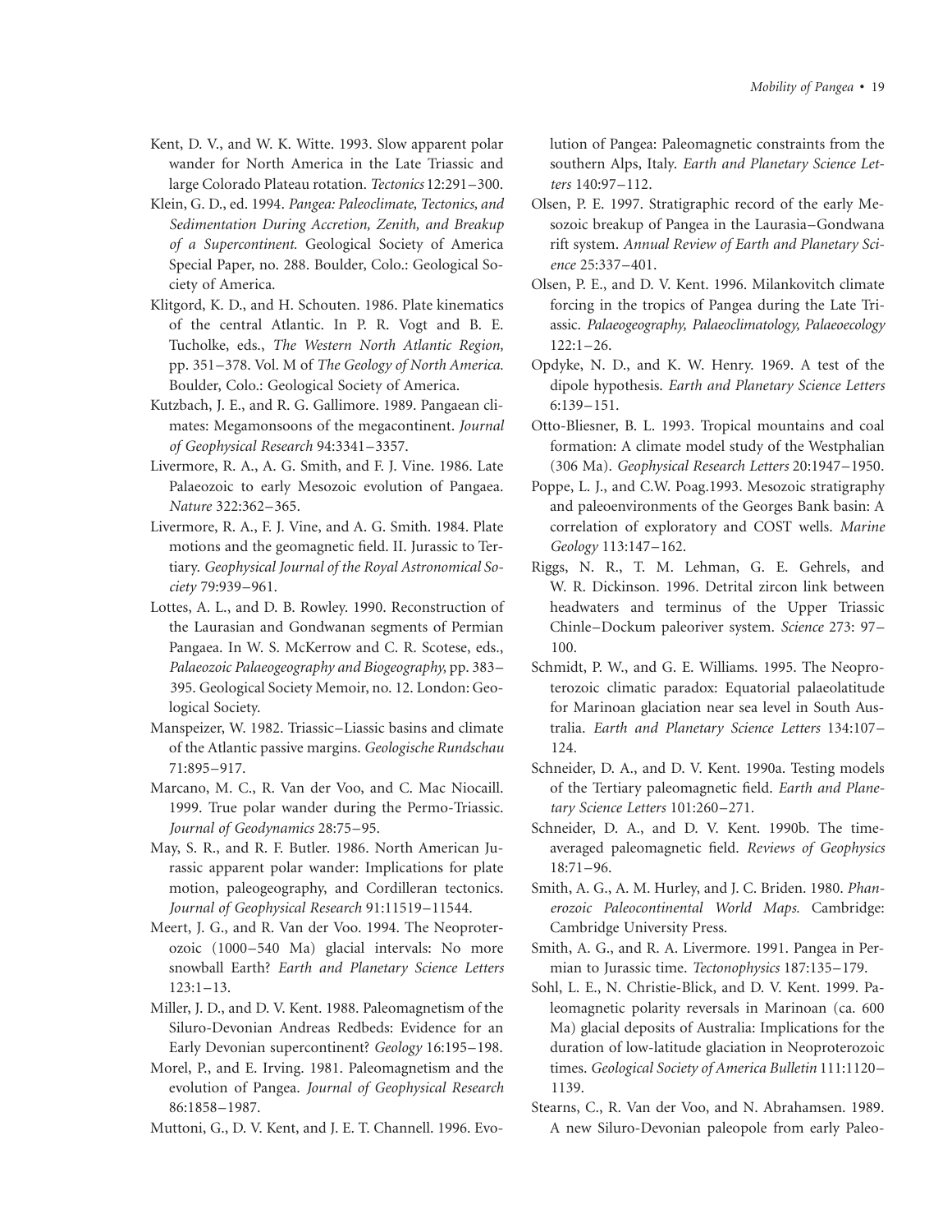Kent, D. V., and W. K. Witte. 1993. Slow apparent polar wander for North America in the Late Triassic and large Colorado Plateau rotation. *Tectonics* 12:291–300.

Klein, G. D., ed. 1994. *Pangea: Paleoclimate, Tectonics, and Sedimentation During Accretion, Zenith, and Breakup of a Supercontinent.* Geological Society of America Special Paper, no. 288. Boulder, Colo.: Geological Society of America.

Klitgord, K. D., and H. Schouten. 1986. Plate kinematics of the central Atlantic. In P. R. Vogt and B. E. Tucholke, eds., *The Western North Atlantic Region,* pp. 351–378. Vol. M of *The Geology of North America.* Boulder, Colo.: Geological Society of America.

Kutzbach, J. E., and R. G. Gallimore. 1989. Pangaean climates: Megamonsoons of the megacontinent. *Journal of Geophysical Research* 94:3341–3357.

Livermore, R. A., A. G. Smith, and F. J. Vine. 1986. Late Palaeozoic to early Mesozoic evolution of Pangaea. *Nature* 322:362–365.

Livermore, R. A., F. J. Vine, and A. G. Smith. 1984. Plate motions and the geomagnetic field. II. Jurassic to Tertiary. *Geophysical Journal of the Royal Astronomical Society* 79:939–961.

Lottes, A. L., and D. B. Rowley. 1990. Reconstruction of the Laurasian and Gondwanan segments of Permian Pangaea. In W. S. McKerrow and C. R. Scotese, eds., *Palaeozoic Palaeogeography and Biogeography,* pp. 383–395. Geological Society Memoir, no. 12. London: Geological Society.

Manspeizer, W. 1982. Triassic–Liassic basins and climate of the Atlantic passive margins. *Geologische Rundschau* 71:895–917.

Marcano, M. C., R. Van der Voo, and C. Mac Niocaill. 1999. True polar wander during the Permo-Triassic. *Journal of Geodynamics* 28:75–95.

May, S. R., and R. F. Butler. 1986. North American Jurassic apparent polar wander: Implications for plate motion, paleogeography, and Cordilleran tectonics. *Journal of Geophysical Research* 91:11519–11544.

Meert, J. G., and R. Van der Voo. 1994. The Neoproterozoic (1000–540 Ma) glacial intervals: No more snowball Earth? *Earth and Planetary Science Letters* 123:1–13.

Miller, J. D., and D. V. Kent. 1988. Paleomagnetism of the Siluro-Devonian Andreas Redbeds: Evidence for an Early Devonian supercontinent? *Geology* 16:195–198.

Morel, P., and E. Irving. 1981. Paleomagnetism and the evolution of Pangea. *Journal of Geophysical Research* 86:1858–1987.

Muttoni, G., D. V. Kent, and J. E. T. Channell. 1996. Evolution of Pangea: Paleomagnetic constraints from the southern Alps, Italy. *Earth and Planetary Science Letters* 140:97–112.

Olsen, P. E. 1997. Stratigraphic record of the early Mesozoic breakup of Pangea in the Laurasia–Gondwana rift system. *Annual Review of Earth and Planetary Science* 25:337–401.

Olsen, P. E., and D. V. Kent. 1996. Milankovitch climate forcing in the tropics of Pangea during the Late Triassic. *Palaeogeography, Palaeoclimatology, Palaeoecology* 122:1–26.

Opdyke, N. D., and K. W. Henry. 1969. A test of the dipole hypothesis. *Earth and Planetary Science Letters* 6:139–151.

Otto-Bliesner, B. L. 1993. Tropical mountains and coal formation: A climate model study of the Westphalian (306 Ma). *Geophysical Research Letters* 20:1947–1950.

Poppe, L. J., and C.W. Poag.1993. Mesozoic stratigraphy and paleoenvironments of the Georges Bank basin: A correlation of exploratory and COST wells. *Marine Geology* 113:147–162.

Riggs, N. R., T. M. Lehman, G. E. Gehrels, and W. R. Dickinson. 1996. Detrital zircon link between headwaters and terminus of the Upper Triassic Chinle–Dockum paleoriver system. *Science* 273: 97–100.

Schmidt, P. W., and G. E. Williams. 1995. The Neoproterozoic climatic paradox: Equatorial palaeolatitude for Marinoan glaciation near sea level in South Australia. *Earth and Planetary Science Letters* 134:107–124.

Schneider, D. A., and D. V. Kent. 1990a. Testing models of the Tertiary paleomagnetic field. *Earth and Planetary Science Letters* 101:260–271.

Schneider, D. A., and D. V. Kent. 1990b. The time-averaged paleomagnetic field. *Reviews of Geophysics* 18:71–96.

Smith, A. G., A. M. Hurley, and J. C. Briden. 1980. *Phanerozoic Paleocontinental World Maps.* Cambridge: Cambridge University Press.

Smith, A. G., and R. A. Livermore. 1991. Pangea in Permian to Jurassic time. *Tectonophysics* 187:135–179.

Sohl, L. E., N. Christie-Blick, and D. V. Kent. 1999. Paleomagnetic polarity reversals in Marinoan (ca. 600 Ma) glacial deposits of Australia: Implications for the duration of low-latitude glaciation in Neoproterozoic times. *Geological Society of America Bulletin* 111:1120–1139.

Stearns, C., R. Van der Voo, and N. Abrahamsen. 1989. A new Siluro-Devonian paleopole from early Paleo-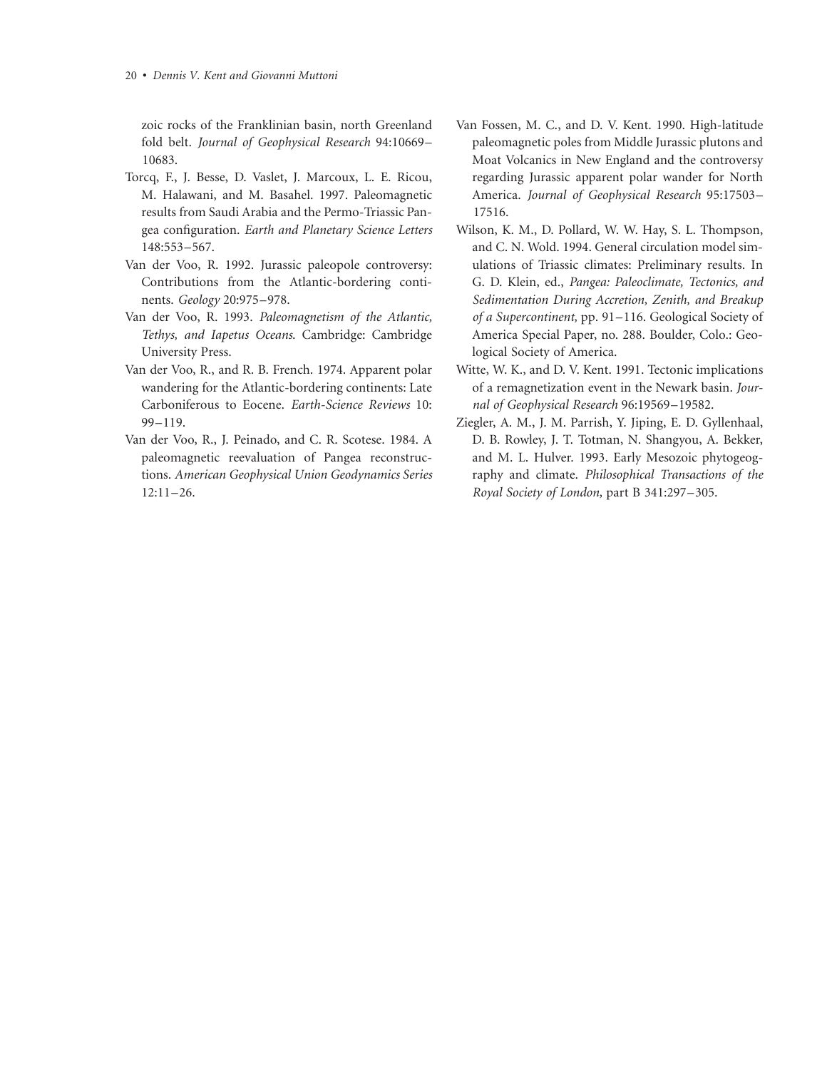zoic rocks of the Franklinian basin, north Greenland fold belt. *Journal of Geophysical Research* 94:10669–10683.

Torcq, F., J. Besse, D. Vaslet, J. Marcoux, L. E. Ricou, M. Halawani, and M. Basahel. 1997. Paleomagnetic results from Saudi Arabia and the Permo-Triassic Pangea configuration. *Earth and Planetary Science Letters* 148:553–567.

Van der Voo, R. 1992. Jurassic paleopole controversy: Contributions from the Atlantic-bordering continents. *Geology* 20:975–978.

Van der Voo, R. 1993. *Paleomagnetism of the Atlantic, Tethys, and Iapetus Oceans.* Cambridge: Cambridge University Press.

Van der Voo, R., and R. B. French. 1974. Apparent polar wandering for the Atlantic-bordering continents: Late Carboniferous to Eocene. *Earth-Science Reviews* 10: 99–119.

Van der Voo, R., J. Peinado, and C. R. Scotese. 1984. A paleomagnetic reevaluation of Pangea reconstructions. *American Geophysical Union Geodynamics Series* 12:11–26.

Van Fossen, M. C., and D. V. Kent. 1990. High-latitude paleomagnetic poles from Middle Jurassic plutons and Moat Volcanics in New England and the controversy regarding Jurassic apparent polar wander for North America. *Journal of Geophysical Research* 95:17503–17516.

Wilson, K. M., D. Pollard, W. W. Hay, S. L. Thompson, and C. N. Wold. 1994. General circulation model simulations of Triassic climates: Preliminary results. In G. D. Klein, ed., *Pangea: Paleoclimate, Tectonics, and Sedimentation During Accretion, Zenith, and Breakup of a Supercontinent,* pp. 91–116. Geological Society of America Special Paper, no. 288. Boulder, Colo.: Geological Society of America.

Witte, W. K., and D. V. Kent. 1991. Tectonic implications of a remagnetization event in the Newark basin. *Journal of Geophysical Research* 96:19569–19582.

Ziegler, A. M., J. M. Parrish, Y. Jiping, E. D. Gyllenhaal, D. B. Rowley, J. T. Totman, N. Shangyou, A. Bekker, and M. L. Hulver. 1993. Early Mesozoic phytogeography and climate. *Philosophical Transactions of the Royal Society of London,* part B 341:297–305.